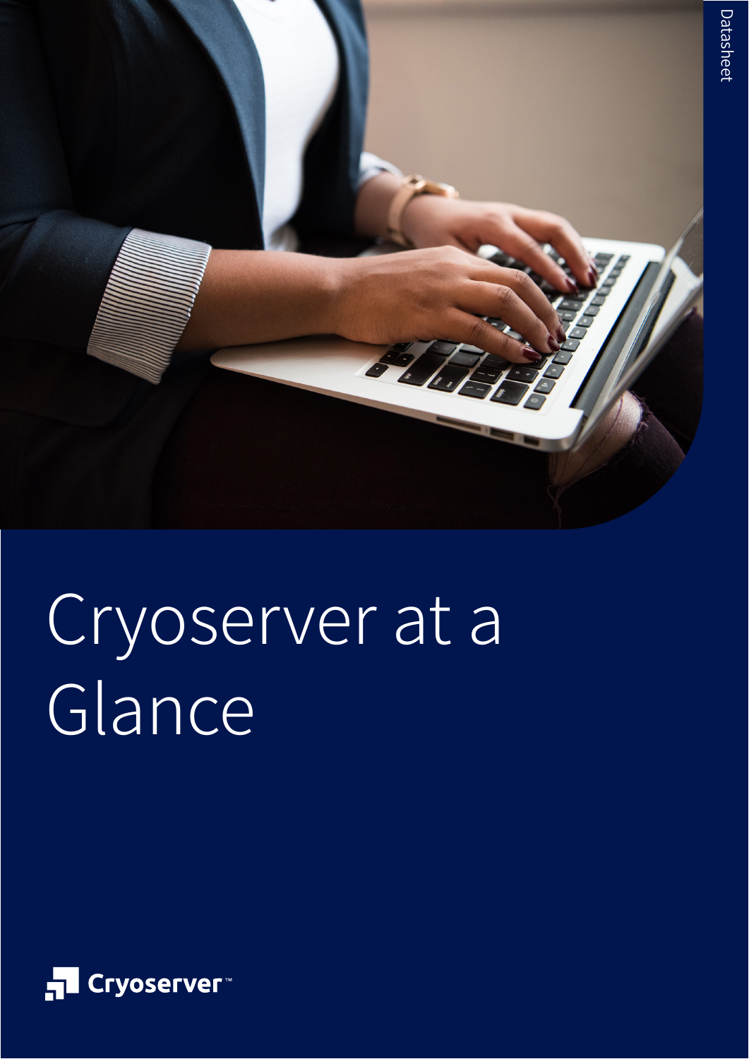Datasheet

# Cryoserver at a Glance

Cryoserver™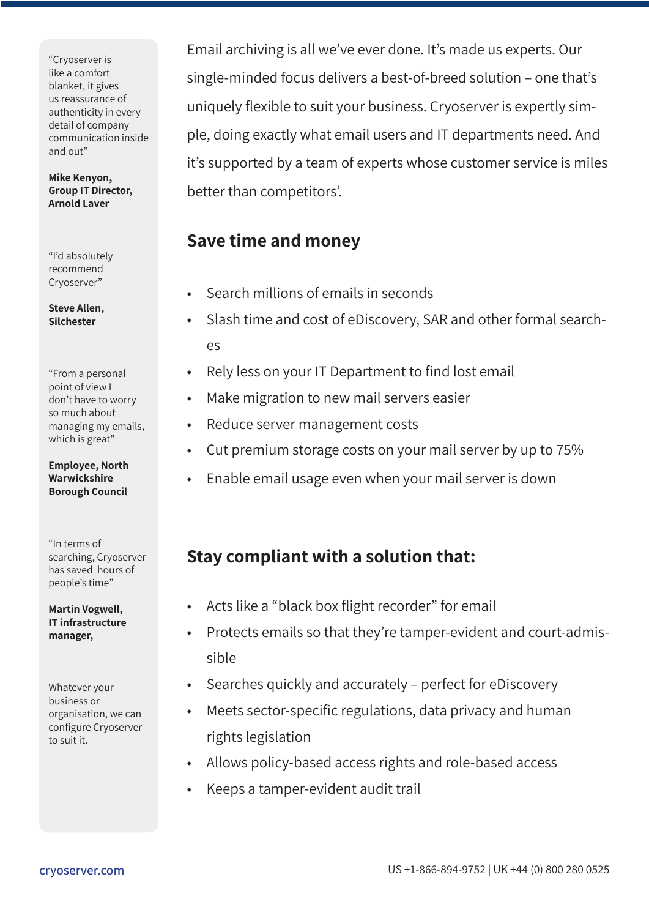"Cryoserver is like a comfort blanket, it gives us reassurance of authenticity in every detail of company communication inside and out"

**Mike Kenyon, Group IT Director, Arnold Laver**

"I'd absolutely recommend Cryoserver"

**Steve Allen, Silchester**

"From a personal point of view I don't have to worry so much about managing my emails, which is great"

**Employee, North Warwickshire Borough Council**

"In terms of searching, Cryoserver has saved hours of people's time"

**Martin Vogwell, IT infrastructure manager,**

Whatever your business or organisation, we can configure Cryoserver to suit it.

Email archiving is all we've ever done. It's made us experts. Our single-minded focus delivers a best-of-breed solution – one that's uniquely flexible to suit your business. Cryoserver is expertly simple, doing exactly what email users and IT departments need. And it's supported by a team of experts whose customer service is miles better than competitors'.

## Save time and money

- Search millions of emails in seconds
- Slash time and cost of eDiscovery, SAR and other formal searches
- Rely less on your IT Department to find lost email
- Make migration to new mail servers easier
- Reduce server management costs
- Cut premium storage costs on your mail server by up to 75%
- Enable email usage even when your mail server is down

## Stay compliant with a solution that:

- Acts like a "black box flight recorder" for email
- Protects emails so that they're tamper-evident and court-admissible
- Searches quickly and accurately – perfect for eDiscovery
- Meets sector-specific regulations, data privacy and human rights legislation
- Allows policy-based access rights and role-based access
- Keeps a tamper-evident audit trail

cryoserver.com

US +1-866-894-9752 | UK +44 (0) 800 280 0525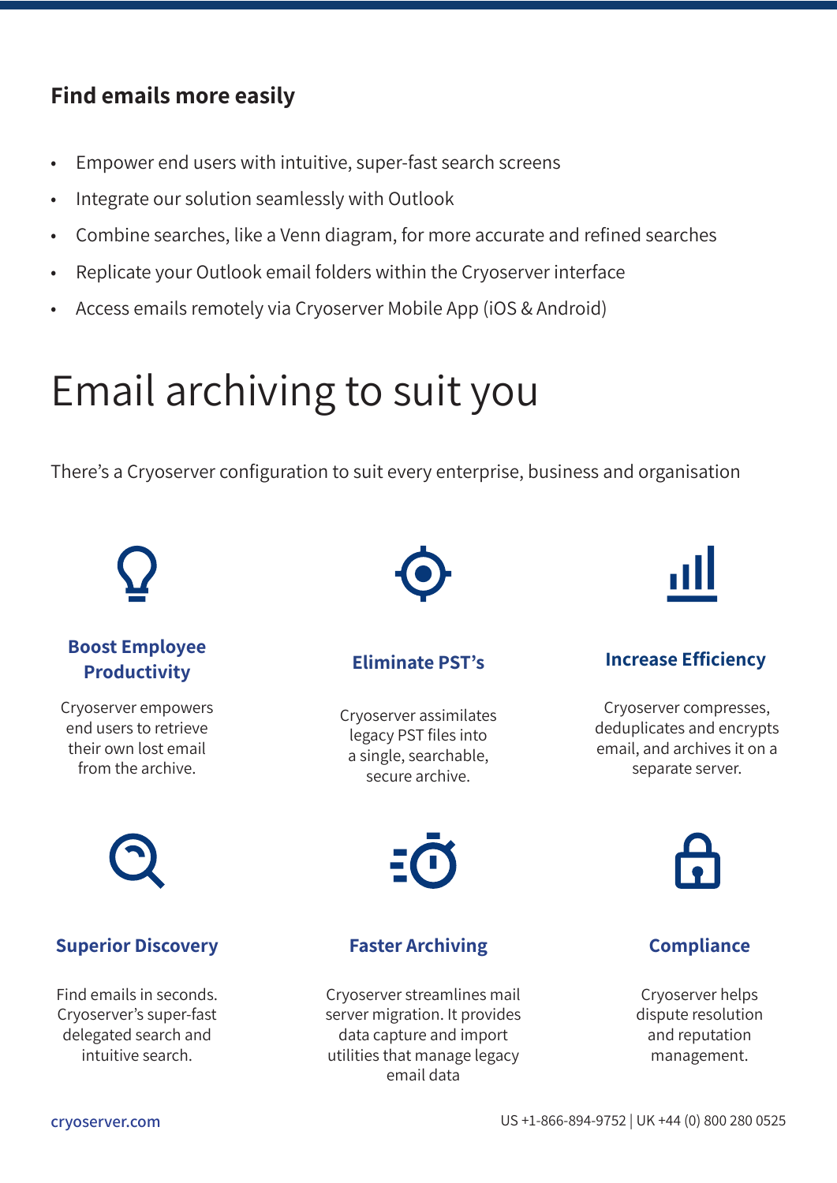## Find emails more easily

- Empower end users with intuitive, super-fast search screens
- Integrate our solution seamlessly with Outlook
- Combine searches, like a Venn diagram, for more accurate and refined searches
- Replicate your Outlook email folders within the Cryoserver interface
- Access emails remotely via Cryoserver Mobile App (iOS & Android)

# Email archiving to suit you

There's a Cryoserver configuration to suit every enterprise, business and organisation

### Boost Employee Productivity

Cryoserver empowers end users to retrieve their own lost email from the archive.

### Eliminate PST's

Cryoserver assimilates legacy PST files into a single, searchable, secure archive.

### Increase Efficiency

Cryoserver compresses, deduplicates and encrypts email, and archives it on a separate server.

### Superior Discovery

Find emails in seconds. Cryoserver's super-fast delegated search and intuitive search.

### Faster Archiving

Cryoserver streamlines mail server migration. It provides data capture and import utilities that manage legacy email data

### Compliance

Cryoserver helps dispute resolution and reputation management.

cryoserver.com

US +1-866-894-9752 | UK +44 (0) 800 280 0525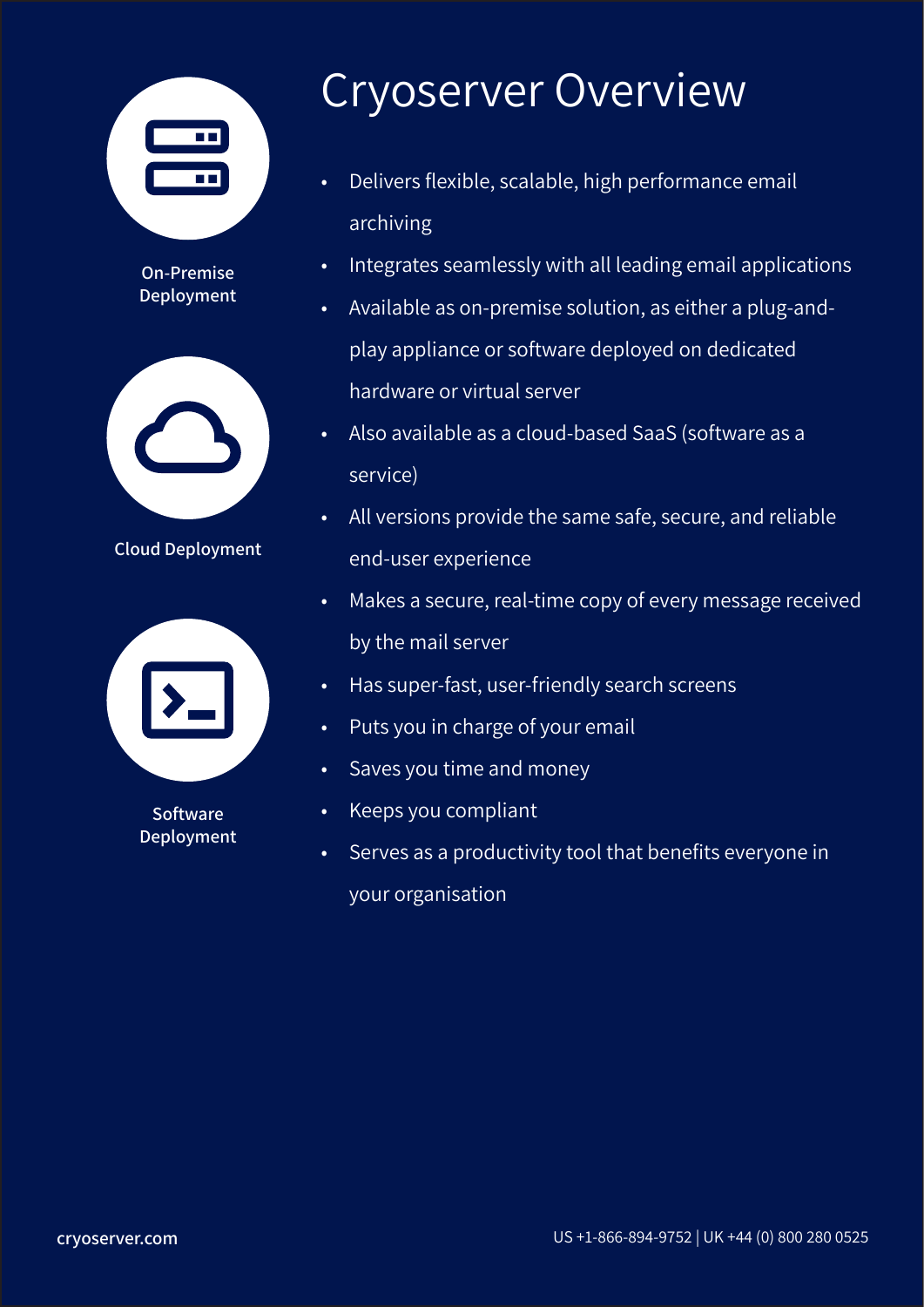# Cryoserver Overview

On-Premise Deployment

Cloud Deployment

Software Deployment

- Delivers flexible, scalable, high performance email archiving
- Integrates seamlessly with all leading email applications
- Available as on-premise solution, as either a plug-and-play appliance or software deployed on dedicated hardware or virtual server
- Also available as a cloud-based SaaS (software as a service)
- All versions provide the same safe, secure, and reliable end-user experience
- Makes a secure, real-time copy of every message received by the mail server
- Has super-fast, user-friendly search screens
- Puts you in charge of your email
- Saves you time and money
- Keeps you compliant
- Serves as a productivity tool that benefits everyone in your organisation

cryoserver.com

US +1-866-894-9752 | UK +44 (0) 800 280 0525